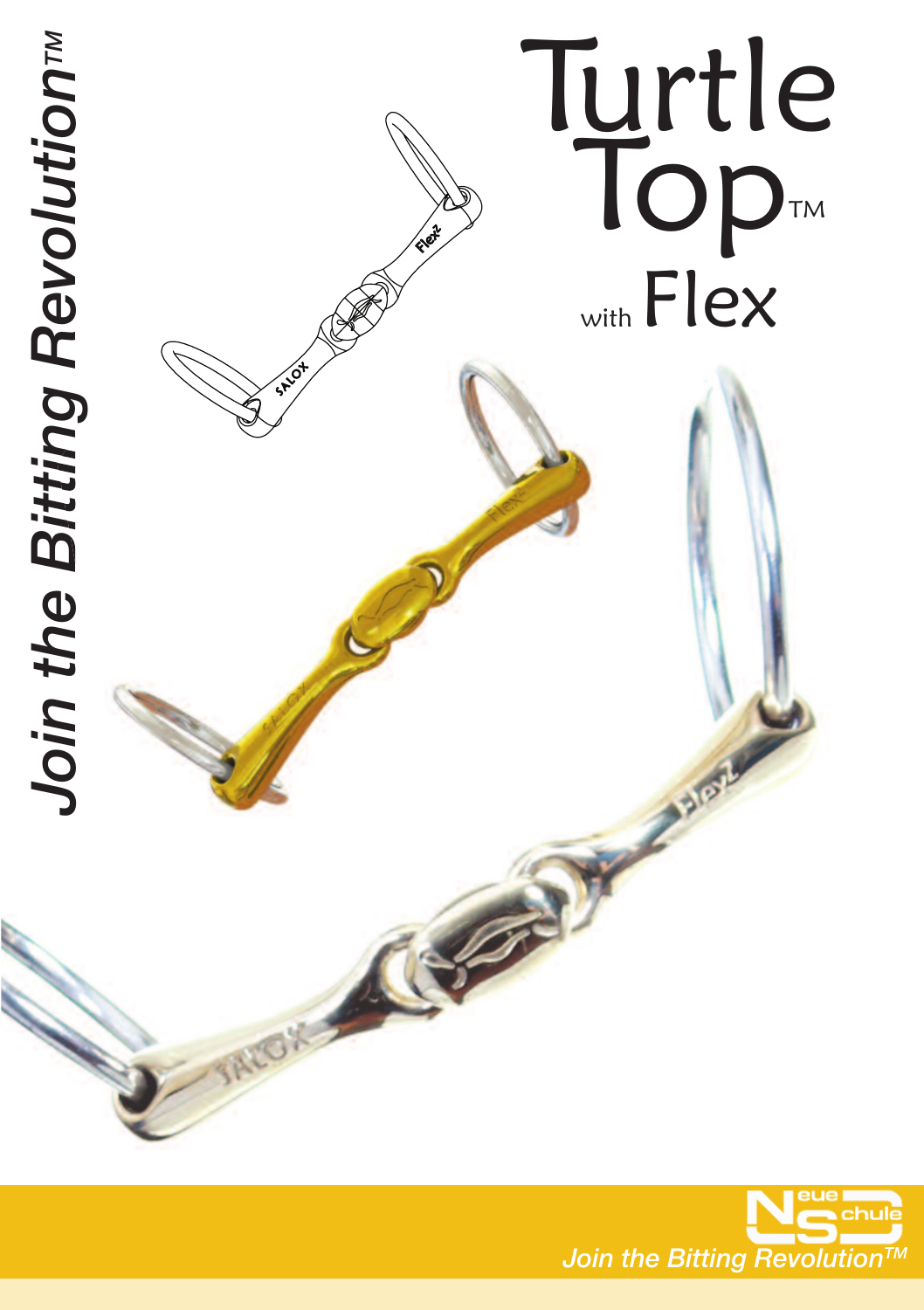# Turtle Top™ with Flex

*Join the Bitting Revolution™*

Neue Schule

*Join the Bitting Revolution™*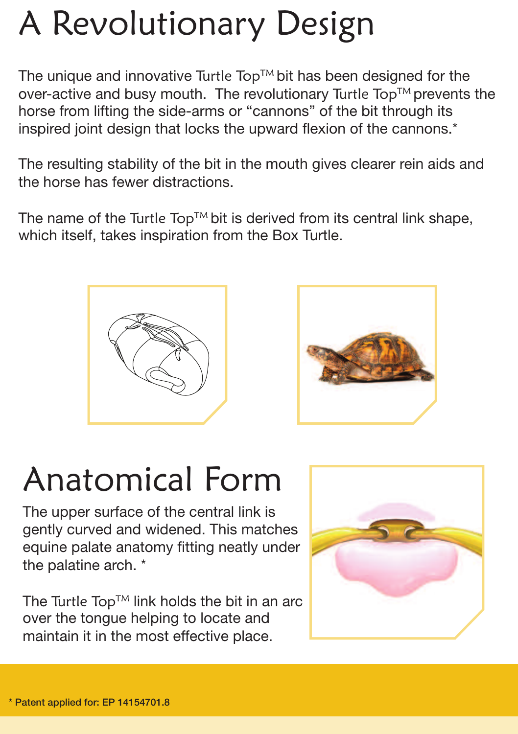# A Revolutionary Design

The unique and innovative Turtle Top™ bit has been designed for the over-active and busy mouth. The revolutionary Turtle Top™ prevents the horse from lifting the side-arms or "cannons" of the bit through its inspired joint design that locks the upward flexion of the cannons.*

The resulting stability of the bit in the mouth gives clearer rein aids and the horse has fewer distractions.

The name of the Turtle Top™ bit is derived from its central link shape, which itself, takes inspiration from the Box Turtle.

# Anatomical Form

The upper surface of the central link is gently curved and widened. This matches equine palate anatomy fitting neatly under the palatine arch. *

The Turtle Top™ link holds the bit in an arc over the tongue helping to locate and maintain it in the most effective place.

**\* Patent applied for: EP 14154701.8**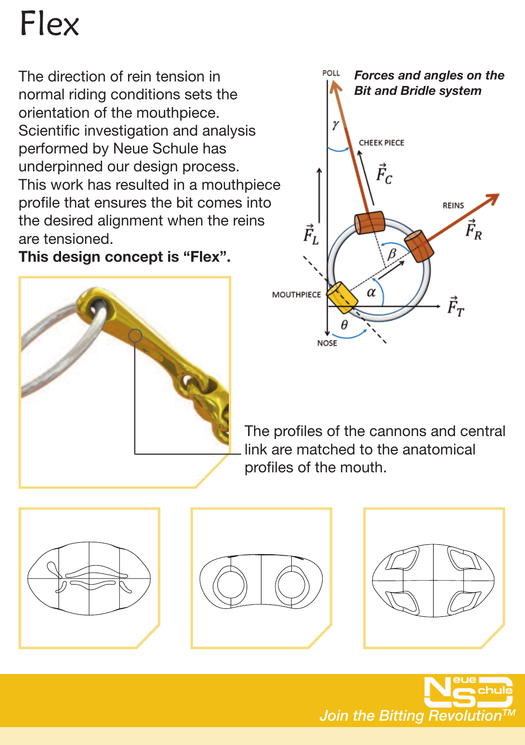# Flex

The direction of rein tension in normal riding conditions sets the orientation of the mouthpiece. Scientific investigation and analysis performed by Neue Schule has underpinned our design process. This work has resulted in a mouthpiece profile that ensures the bit comes into the desired alignment when the reins are tensioned.

**This design concept is "Flex".**

***Forces and angles on the Bit and Bridle system***

POLL

CHEEK PIECE

$\vec{F}_C$

REINS

$\vec{F}_R$

$\vec{F}_L$

$\gamma$

$\beta$

$\alpha$

$\theta$

MOUTHPIECE

$\vec{F}_T$

NOSE

The profiles of the cannons and central link are matched to the anatomical profiles of the mouth.

*Join the Bitting Revolution™*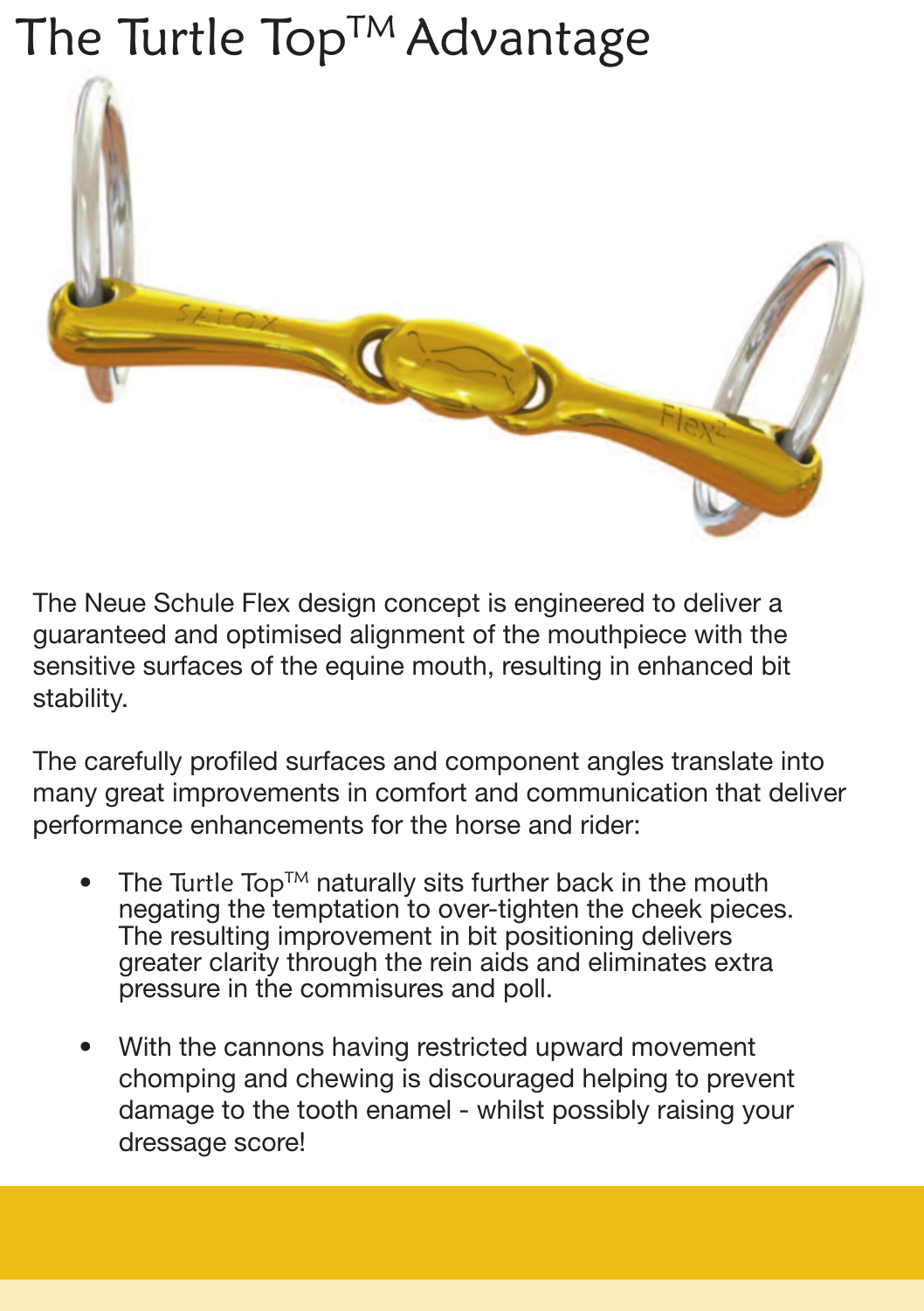# The Turtle Top™ Advantage

The Neue Schule Flex design concept is engineered to deliver a guaranteed and optimised alignment of the mouthpiece with the sensitive surfaces of the equine mouth, resulting in enhanced bit stability.

The carefully profiled surfaces and component angles translate into many great improvements in comfort and communication that deliver performance enhancements for the horse and rider:

- The Turtle Top™ naturally sits further back in the mouth negating the temptation to over-tighten the cheek pieces. The resulting improvement in bit positioning delivers greater clarity through the rein aids and eliminates extra pressure in the commisures and poll.
- With the cannons having restricted upward movement chomping and chewing is discouraged helping to prevent damage to the tooth enamel - whilst possibly raising your dressage score!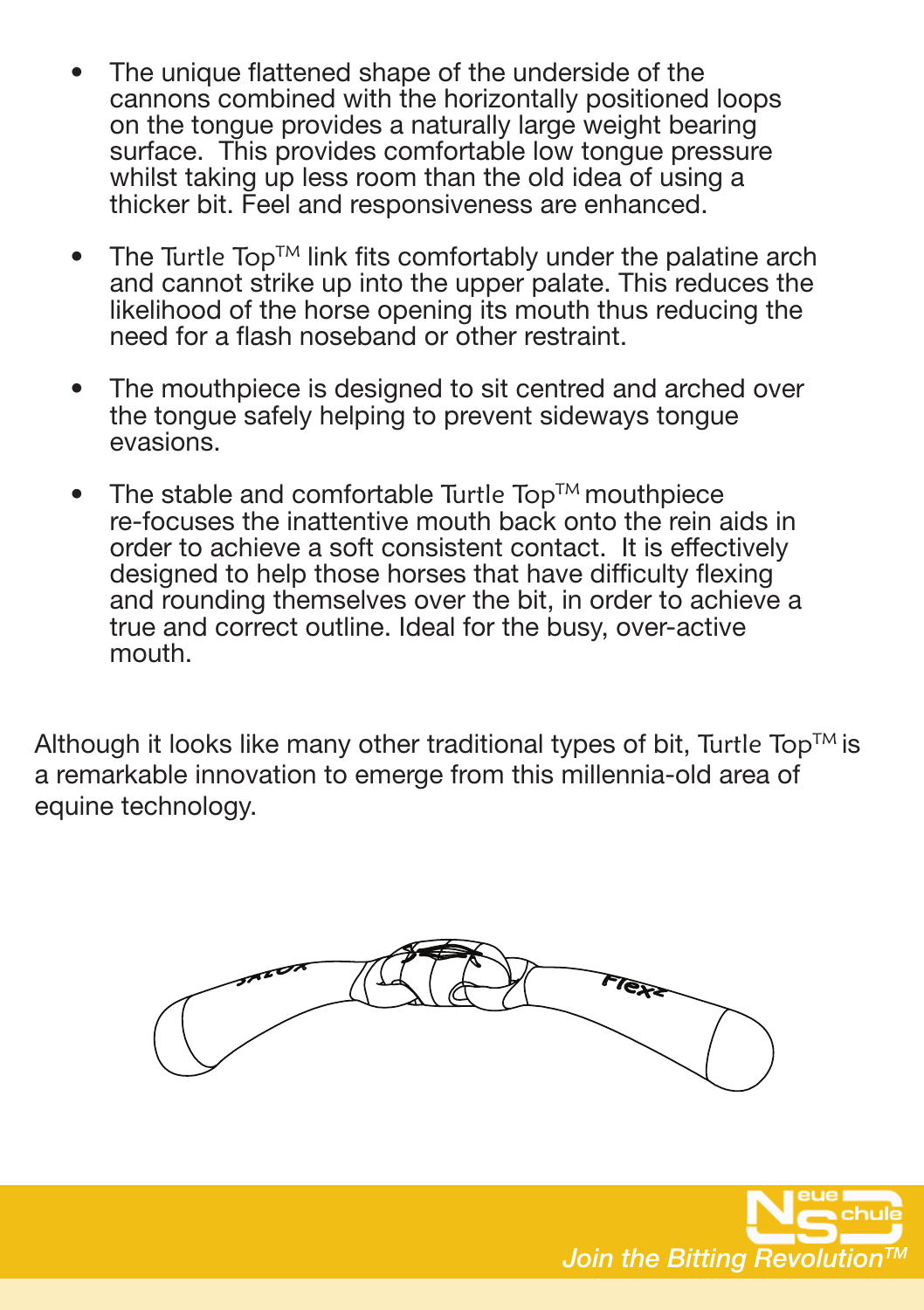- The unique flattened shape of the underside of the cannons combined with the horizontally positioned loops on the tongue provides a naturally large weight bearing surface. This provides comfortable low tongue pressure whilst taking up less room than the old idea of using a thicker bit. Feel and responsiveness are enhanced.
- The Turtle Top™ link fits comfortably under the palatine arch and cannot strike up into the upper palate. This reduces the likelihood of the horse opening its mouth thus reducing the need for a flash noseband or other restraint.
- The mouthpiece is designed to sit centred and arched over the tongue safely helping to prevent sideways tongue evasions.
- The stable and comfortable Turtle Top™ mouthpiece re-focuses the inattentive mouth back onto the rein aids in order to achieve a soft consistent contact. It is effectively designed to help those horses that have difficulty flexing and rounding themselves over the bit, in order to achieve a true and correct outline. Ideal for the busy, over-active mouth.

Although it looks like many other traditional types of bit, Turtle Top™ is a remarkable innovation to emerge from this millennia-old area of equine technology.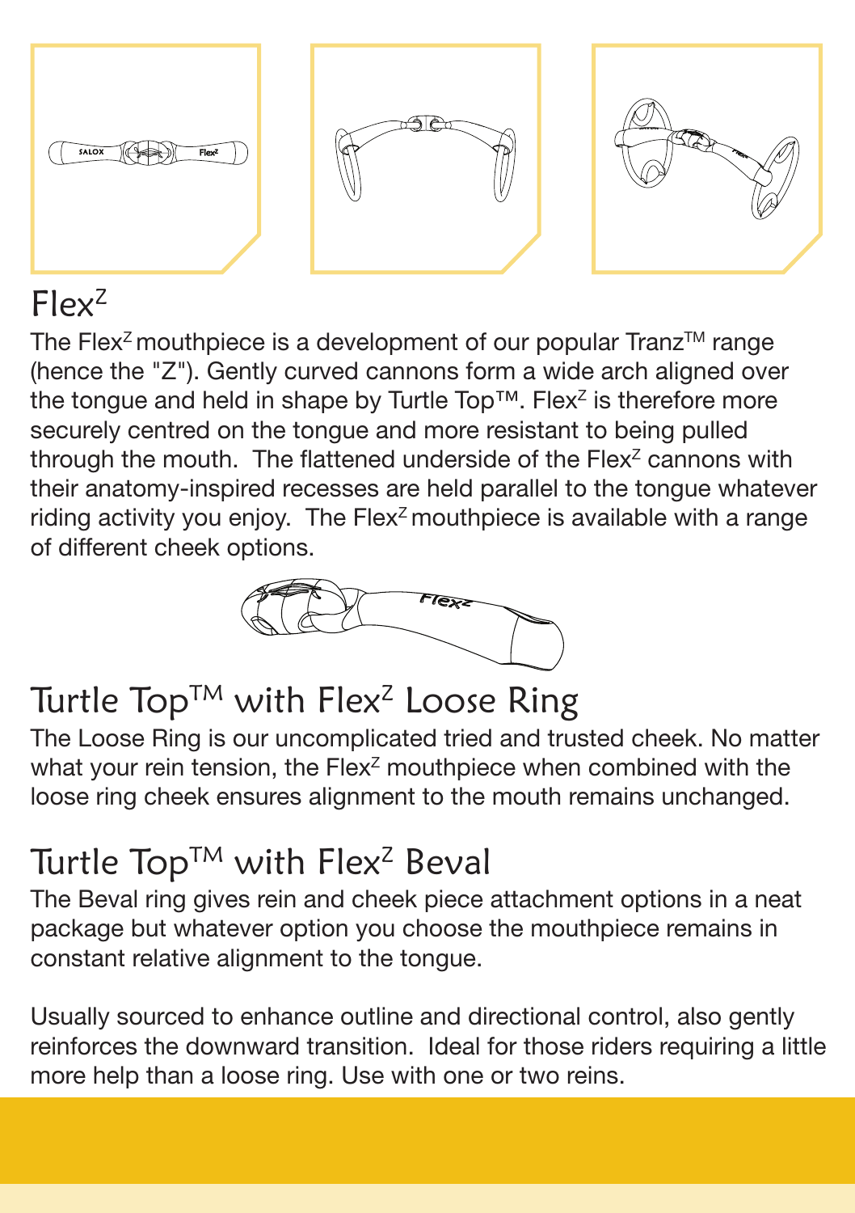# Flex$^{Z}$

The Flex$^{Z}$ mouthpiece is a development of our popular Tranz™ range (hence the "Z"). Gently curved cannons form a wide arch aligned over the tongue and held in shape by Turtle Top™. Flex$^{Z}$ is therefore more securely centred on the tongue and more resistant to being pulled through the mouth. The flattened underside of the Flex$^{Z}$ cannons with their anatomy-inspired recesses are held parallel to the tongue whatever riding activity you enjoy. The Flex$^{Z}$ mouthpiece is available with a range of different cheek options.

## Turtle Top™ with Flex$^{Z}$ Loose Ring

The Loose Ring is our uncomplicated tried and trusted cheek. No matter what your rein tension, the Flex$^{Z}$ mouthpiece when combined with the loose ring cheek ensures alignment to the mouth remains unchanged.

## Turtle Top™ with Flex$^{Z}$ Beval

The Beval ring gives rein and cheek piece attachment options in a neat package but whatever option you choose the mouthpiece remains in constant relative alignment to the tongue.

Usually sourced to enhance outline and directional control, also gently reinforces the downward transition. Ideal for those riders requiring a little more help than a loose ring. Use with one or two reins.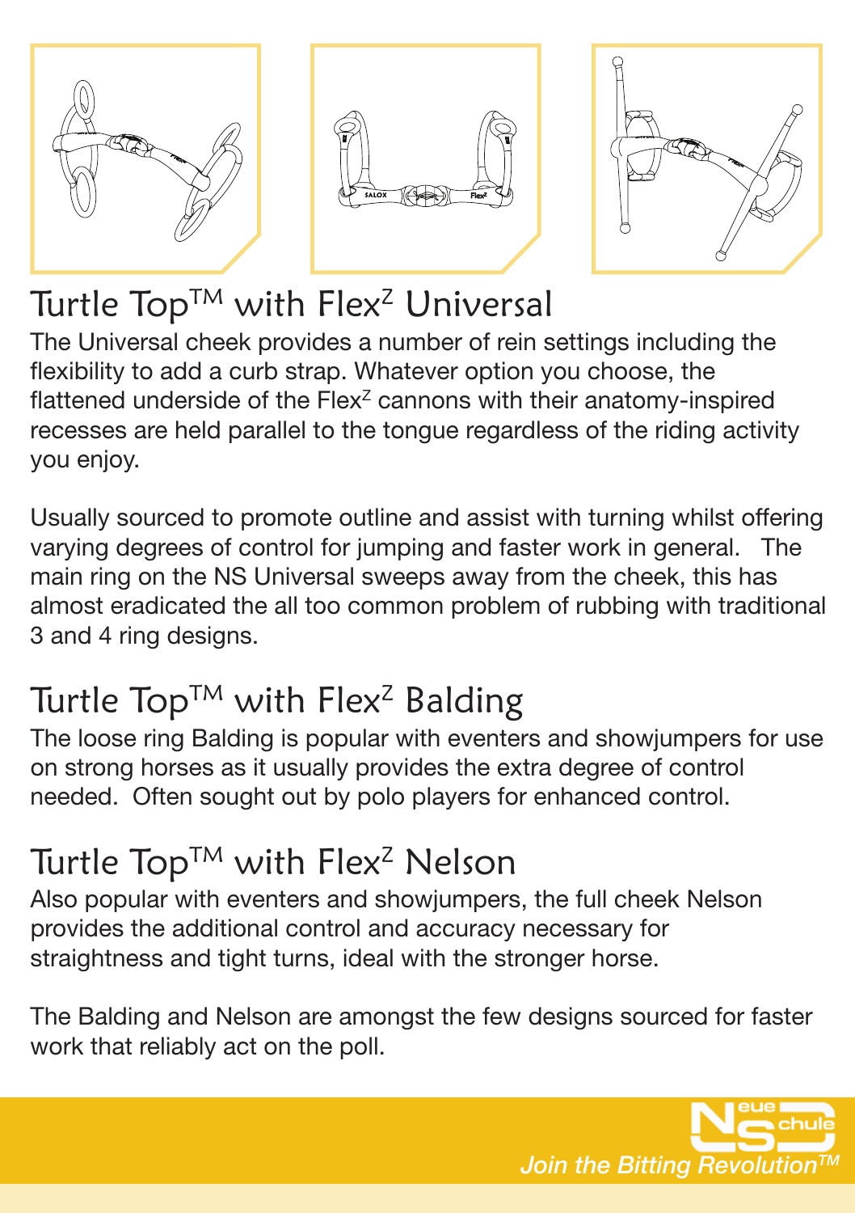## Turtle Top™ with Flex$^{Z}$ Universal

The Universal cheek provides a number of rein settings including the flexibility to add a curb strap. Whatever option you choose, the flattened underside of the Flex$^{Z}$ cannons with their anatomy-inspired recesses are held parallel to the tongue regardless of the riding activity you enjoy.

Usually sourced to promote outline and assist with turning whilst offering varying degrees of control for jumping and faster work in general. The main ring on the NS Universal sweeps away from the cheek, this has almost eradicated the all too common problem of rubbing with traditional 3 and 4 ring designs.

## Turtle Top™ with Flex$^{Z}$ Balding

The loose ring Balding is popular with eventers and showjumpers for use on strong horses as it usually provides the extra degree of control needed. Often sought out by polo players for enhanced control.

## Turtle Top™ with Flex$^{Z}$ Nelson

Also popular with eventers and showjumpers, the full cheek Nelson provides the additional control and accuracy necessary for straightness and tight turns, ideal with the stronger horse.

The Balding and Nelson are amongst the few designs sourced for faster work that reliably act on the poll.

*Join the Bitting Revolution™*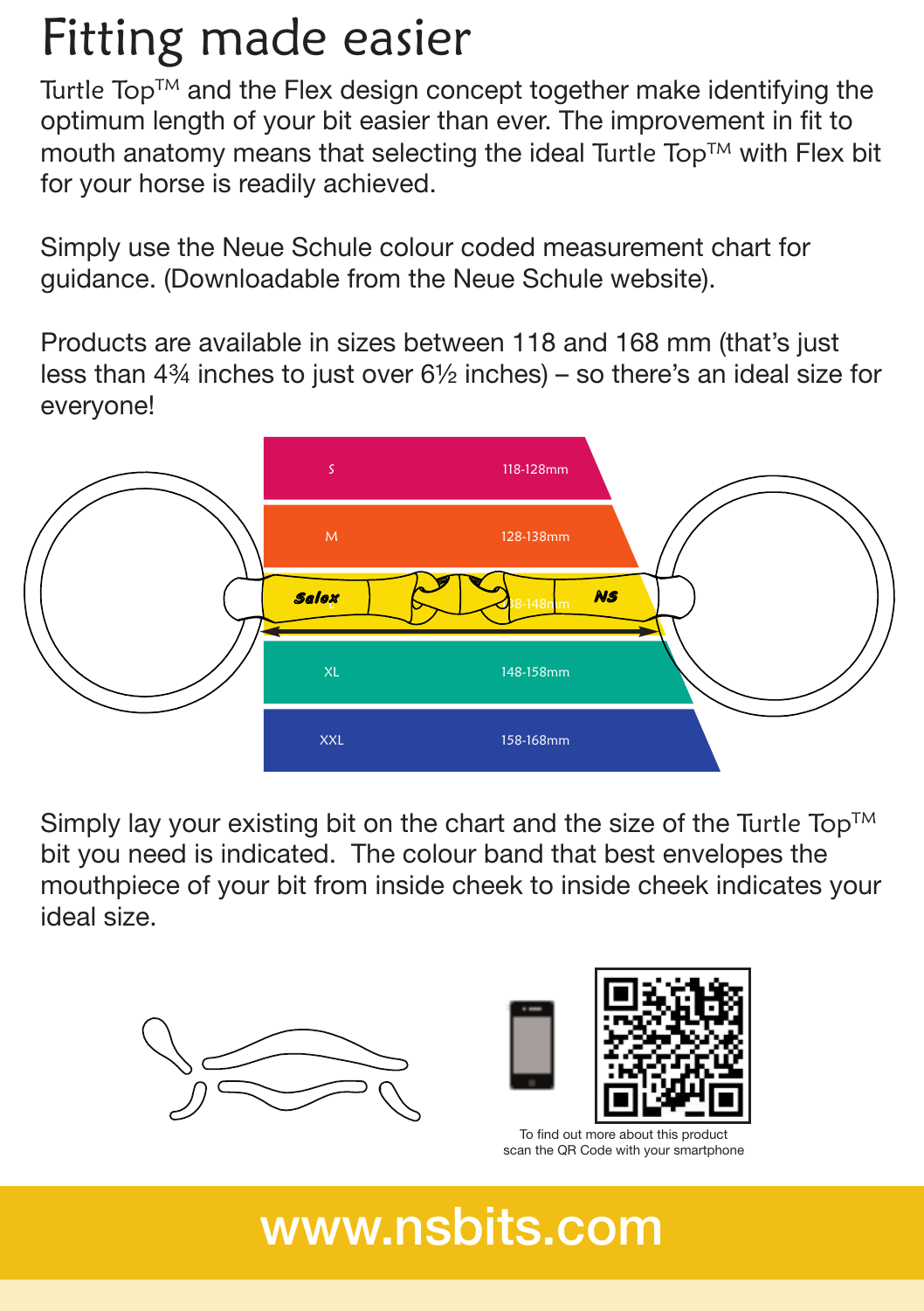# Fitting made easier

Turtle Top™ and the Flex design concept together make identifying the optimum length of your bit easier than ever. The improvement in fit to mouth anatomy means that selecting the ideal Turtle Top™ with Flex bit for your horse is readily achieved.

Simply use the Neue Schule colour coded measurement chart for guidance. (Downloadable from the Neue Schule website).

Products are available in sizes between 118 and 168 mm (that's just less than 4¾ inches to just over 6½ inches) – so there's an ideal size for everyone!

S 118-128mm

M 128-138mm

L 138-148mm

XL 148-158mm

XXL 158-168mm

Simply lay your existing bit on the chart and the size of the Turtle Top™ bit you need is indicated. The colour band that best envelopes the mouthpiece of your bit from inside cheek to inside cheek indicates your ideal size.

To find out more about this product scan the QR Code with your smartphone

**www.nsbits.com**